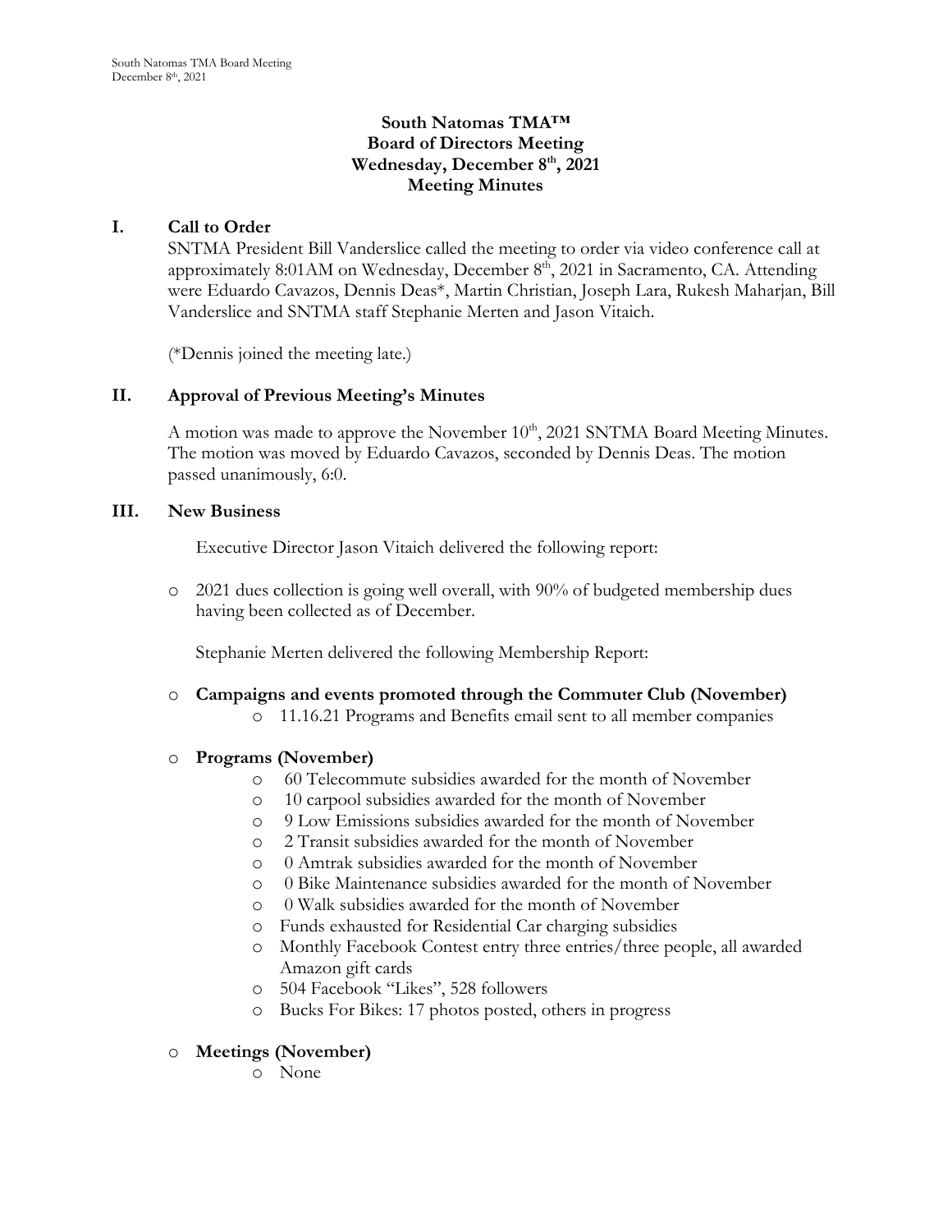# South Natomas TMA™
# Board of Directors Meeting
# Wednesday, December 8th, 2021
# Meeting Minutes

## I. Call to Order

SNTMA President Bill Vanderslice called the meeting to order via video conference call at approximately 8:01AM on Wednesday, December 8th, 2021 in Sacramento, CA. Attending were Eduardo Cavazos, Dennis Deas*, Martin Christian, Joseph Lara, Rukesh Maharjan, Bill Vanderslice and SNTMA staff Stephanie Merten and Jason Vitaich.

(*Dennis joined the meeting late.)

## II. Approval of Previous Meeting's Minutes

A motion was made to approve the November 10th, 2021 SNTMA Board Meeting Minutes. The motion was moved by Eduardo Cavazos, seconded by Dennis Deas. The motion passed unanimously, 6:0.

## III. New Business

Executive Director Jason Vitaich delivered the following report:

- 2021 dues collection is going well overall, with 90% of budgeted membership dues having been collected as of December.

Stephanie Merten delivered the following Membership Report:

- **Campaigns and events promoted through the Commuter Club (November)**
  - 11.16.21 Programs and Benefits email sent to all member companies

- **Programs (November)**
  - 60 Telecommute subsidies awarded for the month of November
  - 10 carpool subsidies awarded for the month of November
  - 9 Low Emissions subsidies awarded for the month of November
  - 2 Transit subsidies awarded for the month of November
  - 0 Amtrak subsidies awarded for the month of November
  - 0 Bike Maintenance subsidies awarded for the month of November
  - 0 Walk subsidies awarded for the month of November
  - Funds exhausted for Residential Car charging subsidies
  - Monthly Facebook Contest entry three entries/three people, all awarded Amazon gift cards
  - 504 Facebook "Likes", 528 followers
  - Bucks For Bikes: 17 photos posted, others in progress

- **Meetings (November)**
  - None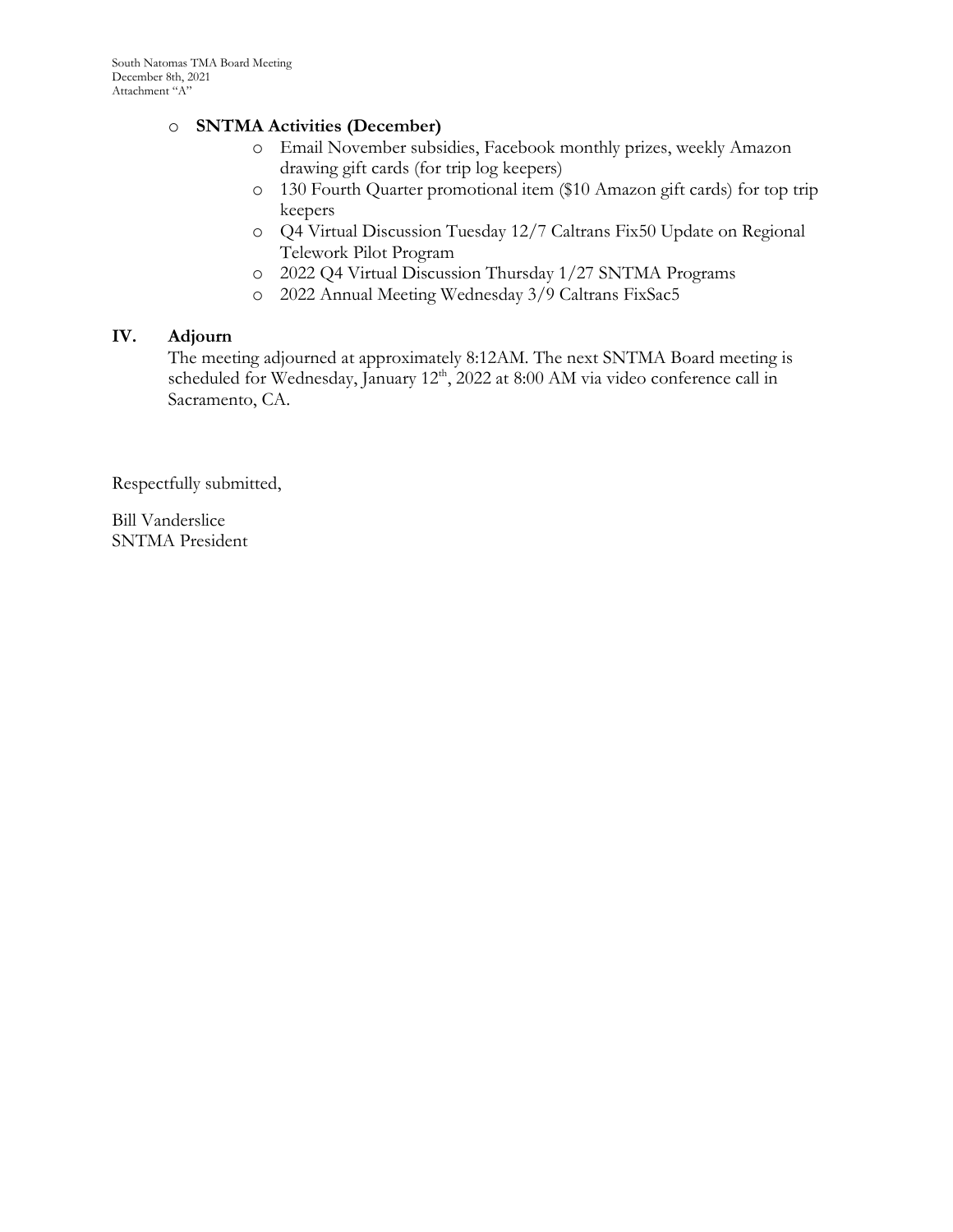- **SNTMA Activities (December)**
  - Email November subsidies, Facebook monthly prizes, weekly Amazon drawing gift cards (for trip log keepers)
  - 130 Fourth Quarter promotional item ($10 Amazon gift cards) for top trip keepers
  - Q4 Virtual Discussion Tuesday 12/7 Caltrans Fix50 Update on Regional Telework Pilot Program
  - 2022 Q4 Virtual Discussion Thursday 1/27 SNTMA Programs
  - 2022 Annual Meeting Wednesday 3/9 Caltrans FixSac5

## IV. Adjourn

The meeting adjourned at approximately 8:12AM. The next SNTMA Board meeting is scheduled for Wednesday, January 12th, 2022 at 8:00 AM via video conference call in Sacramento, CA.

Respectfully submitted,

Bill Vanderslice
SNTMA President